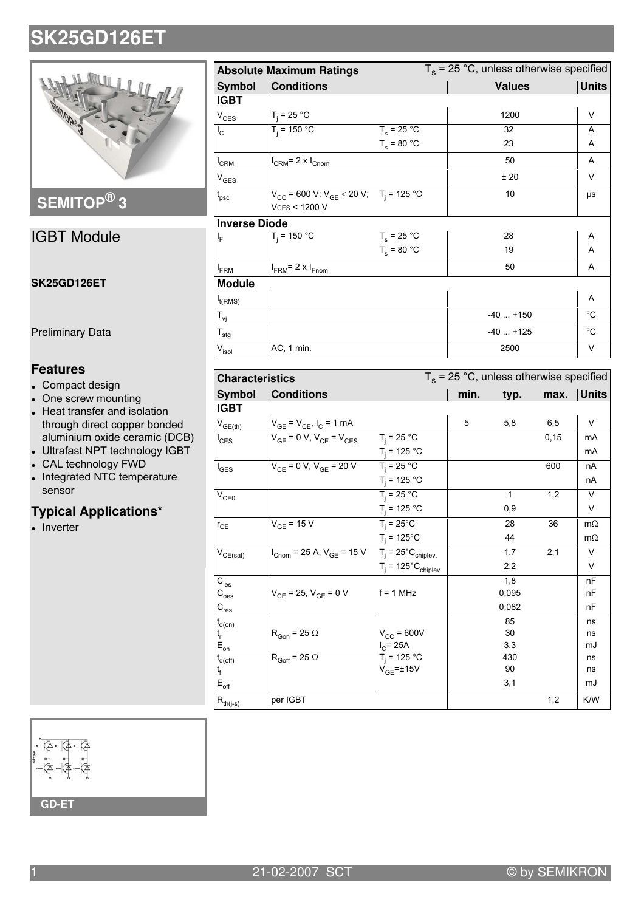# SK25GD126ET

SEMITOP® 3

## IGBT Module

**SK25GD126ET**

Preliminary Data

### Features

- Compact design
- One screw mounting
- Heat transfer and isolation through direct copper bonded aluminium oxide ceramic (DCB)
- Ultrafast NPT technology IGBT
- CAL technology FWD
- Integrated NTC temperature sensor

### Typical Applications*

- Inverter

GD-ET

| Absolute Maximum Ratings | | $T_s$ = 25 °C, unless otherwise specified | | |
|---|---|---|---|---|
| **Symbol** | **Conditions** | | **Values** | **Units** |
| **IGBT** | | | | |
| $V_{CES}$ | $T_j$ = 25 °C | | 1200 | V |
| $I_C$ | $T_j$ = 150 °C | $T_s$ = 25 °C | 32 | A |
| | | $T_s$ = 80 °C | 23 | A |
| $I_{CRM}$ | $I_{CRM}$= 2 x $I_{Cnom}$ | | 50 | A |
| $V_{GES}$ | | | ± 20 | V |
| $t_{psc}$ | $V_{CC}$ = 600 V; $V_{GE} \leq$ 20 V; VCES < 1200 V | $T_j$ = 125 °C | 10 | µs |
| **Inverse Diode** | | | | |
| $I_F$ | $T_j$ = 150 °C | $T_s$ = 25 °C | 28 | A |
| | | $T_s$ = 80 °C | 19 | A |
| $I_{FRM}$ | $I_{FRM}$= 2 x $I_{Fnom}$ | | 50 | A |
| **Module** | | | | |
| $I_{t(RMS)}$ | | | | A |
| $T_{vj}$ | | | -40 ... +150 | °C |
| $T_{stg}$ | | | -40 ... +125 | °C |
| $V_{isol}$ | AC, 1 min. | | 2500 | V |

| Characteristics | | $T_s$ = 25 °C, unless otherwise specified | | | | |
|---|---|---|---|---|---|---|
| **Symbol** | **Conditions** | | **min.** | **typ.** | **max.** | **Units** |
| **IGBT** | | | | | | |
| $V_{GE(th)}$ | $V_{GE}$ = $V_{CE}$, $I_C$ = 1 mA | | 5 | 5,8 | 6,5 | V |
| $I_{CES}$ | $V_{GE}$ = 0 V, $V_{CE}$ = $V_{CES}$ | $T_j$ = 25 °C | | | 0,15 | mA |
| | | $T_j$ = 125 °C | | | | mA |
| $I_{GES}$ | $V_{CE}$ = 0 V, $V_{GE}$ = 20 V | $T_j$ = 25 °C | | | 600 | nA |
| | | $T_j$ = 125 °C | | | | nA |
| $V_{CE0}$ | | $T_j$ = 25 °C | | 1 | 1,2 | V |
| | | $T_j$ = 125 °C | | 0,9 | | V |
| $r_{CE}$ | $V_{GE}$ = 15 V | $T_j$ = 25°C | | 28 | 36 | mΩ |
| | | $T_j$ = 125°C | | 44 | | mΩ |
| $V_{CE(sat)}$ | $I_{Cnom}$ = 25 A, $V_{GE}$ = 15 V | $T_j$ = 25°C$_{chiplev.}$ | | 1,7 | 2,1 | V |
| | | $T_j$ = 125°C$_{chiplev.}$ | | 2,2 | | V |
| $C_{ies}$ | $V_{CE}$ = 25, $V_{GE}$ = 0 V | f = 1 MHz | | 1,8 | | nF |
| $C_{oes}$ | | | | 0,095 | | nF |
| $C_{res}$ | | | | 0,082 | | nF |
| $t_{d(on)}$ | $R_{Gon}$ = 25 Ω | $V_{CC}$ = 600V | | 85 | | ns |
| $t_r$ | | $I_C$= 25A | | 30 | | ns |
| $E_{on}$ | | $T_j$ = 125 °C | | 3,3 | | mJ |
| $t_{d(off)}$ | $R_{Goff}$ = 25 Ω | $V_{GE}$=±15V | | 430 | | ns |
| $t_f$ | | | | 90 | | ns |
| $E_{off}$ | | | | 3,1 | | mJ |
| $R_{th(j-s)}$ | per IGBT | | | | 1,2 | K/W |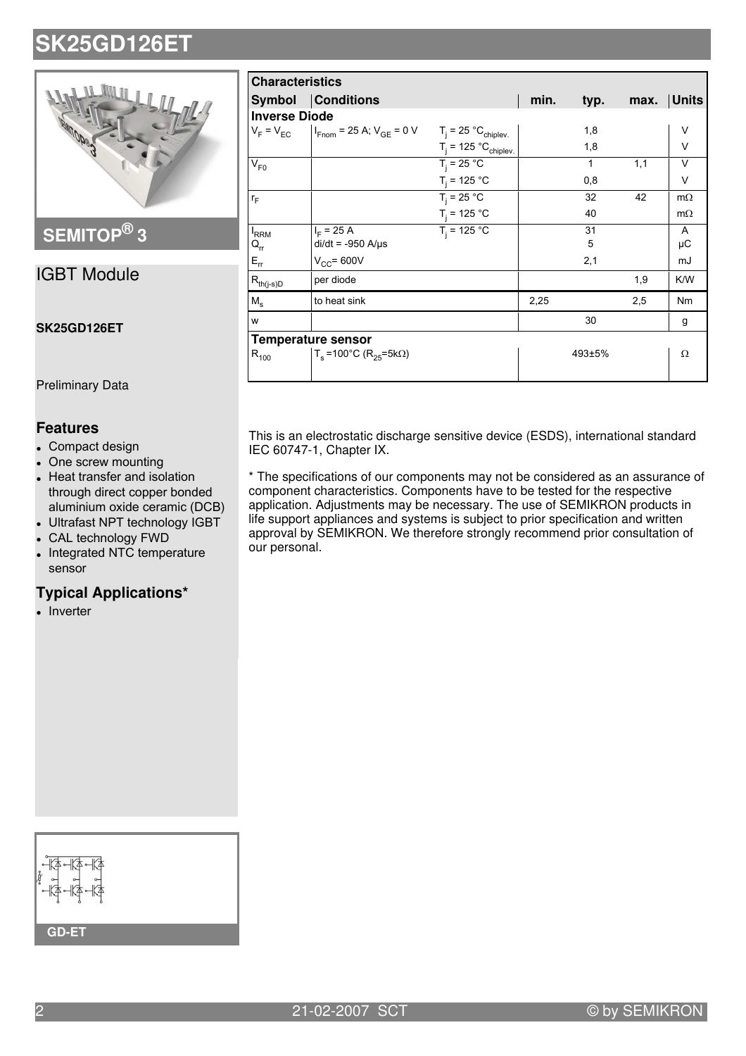# SK25GD126ET

## SEMITOP® 3

## IGBT Module

**SK25GD126ET**

Preliminary Data

### Features

- Compact design
- One screw mounting
- Heat transfer and isolation through direct copper bonded aluminium oxide ceramic (DCB)
- Ultrafast NPT technology IGBT
- CAL technology FWD
- Integrated NTC temperature sensor

### Typical Applications*

- Inverter

GD-ET

| Characteristics | | | | | | |
|---|---|---|---|---|---|---|
| **Symbol** | **Conditions** | | **min.** | **typ.** | **max.** | **Units** |
| **Inverse Diode** | | | | | | |
| $V_F = V_{EC}$ | $I_{Fnom}$ = 25 A; $V_{GE}$ = 0 V | $T_j$ = 25 °$C_{chiplev.}$ | | 1,8 | | V |
| | | $T_j$ = 125 °$C_{chiplev.}$ | | 1,8 | | V |
| $V_{F0}$ | | $T_j$ = 25 °C | | 1 | 1,1 | V |
| | | $T_j$ = 125 °C | | 0,8 | | V |
| $r_F$ | | $T_j$ = 25 °C | | 32 | 42 | mΩ |
| | | $T_j$ = 125 °C | | 40 | | mΩ |
| $I_{RRM}$ | $I_F$ = 25 A | $T_j$ = 125 °C | | 31 | | A |
| $Q_{rr}$ | di/dt = -950 A/µs | | | 5 | | µC |
| $E_{rr}$ | $V_{CC}$= 600V | | | 2,1 | | mJ |
| $R_{th(j-s)D}$ | per diode | | | | 1,9 | K/W |
| $M_s$ | to heat sink | | 2,25 | | 2,5 | Nm |
| w | | | | 30 | | g |
| **Temperature sensor** | | | | | | |
| $R_{100}$ | $T_s$ =100°C ($R_{25}$=5kΩ) | | | 493±5% | | Ω |

This is an electrostatic discharge sensitive device (ESDS), international standard IEC 60747-1, Chapter IX.

* The specifications of our components may not be considered as an assurance of component characteristics. Components have to be tested for the respective application. Adjustments may be necessary. The use of SEMIKRON products in life support appliances and systems is subject to prior specification and written approval by SEMIKRON. We therefore strongly recommend prior consultation of our personal.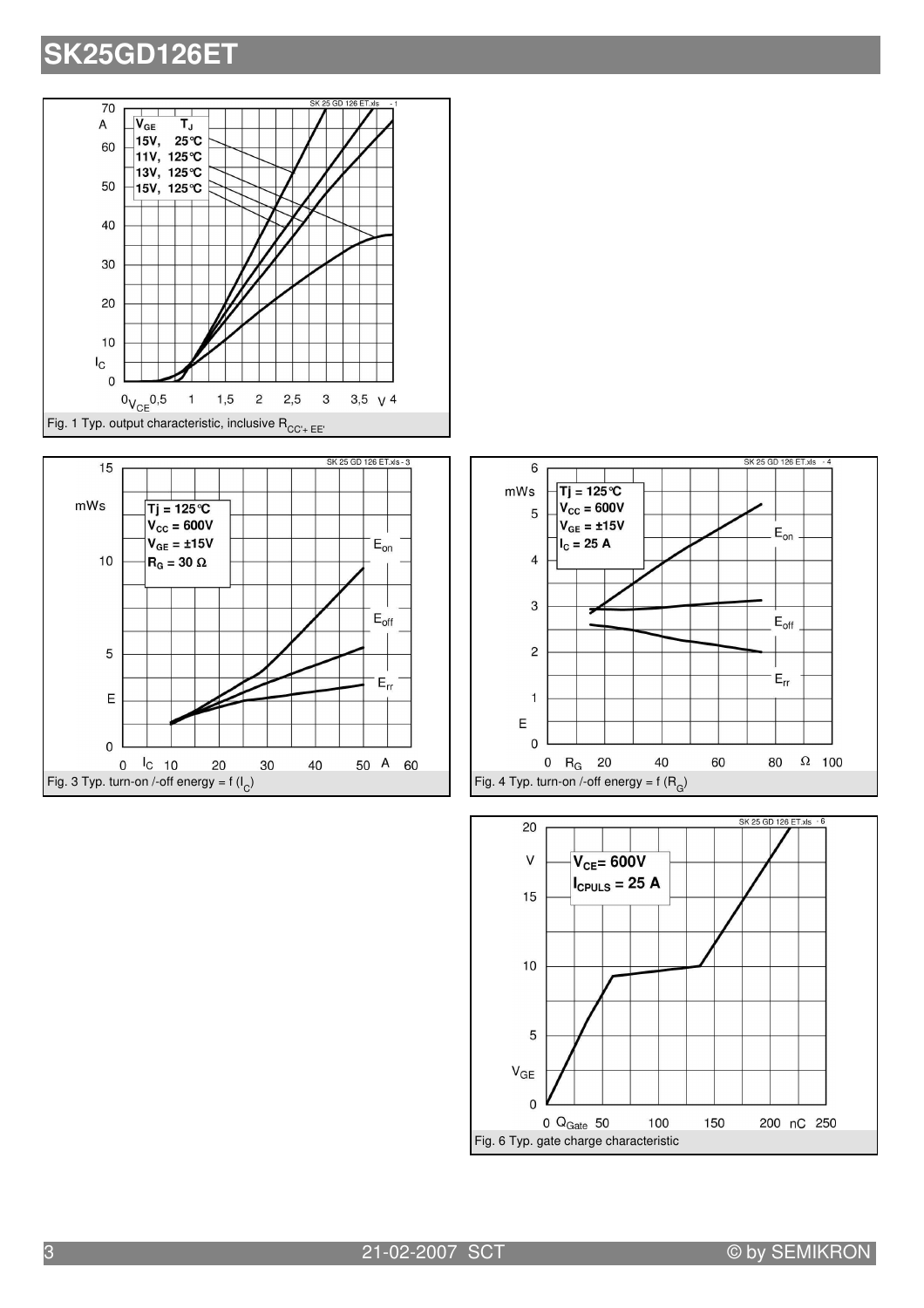# SK25GD126ET

Fig. 1 Typ. output characteristic, inclusive $R_{CC'+EE'}$

Fig. 3 Typ. turn-on /-off energy = f ($I_C$)

Fig. 4 Typ. turn-on /-off energy = f ($R_G$)

Fig. 6 Typ. gate charge characteristic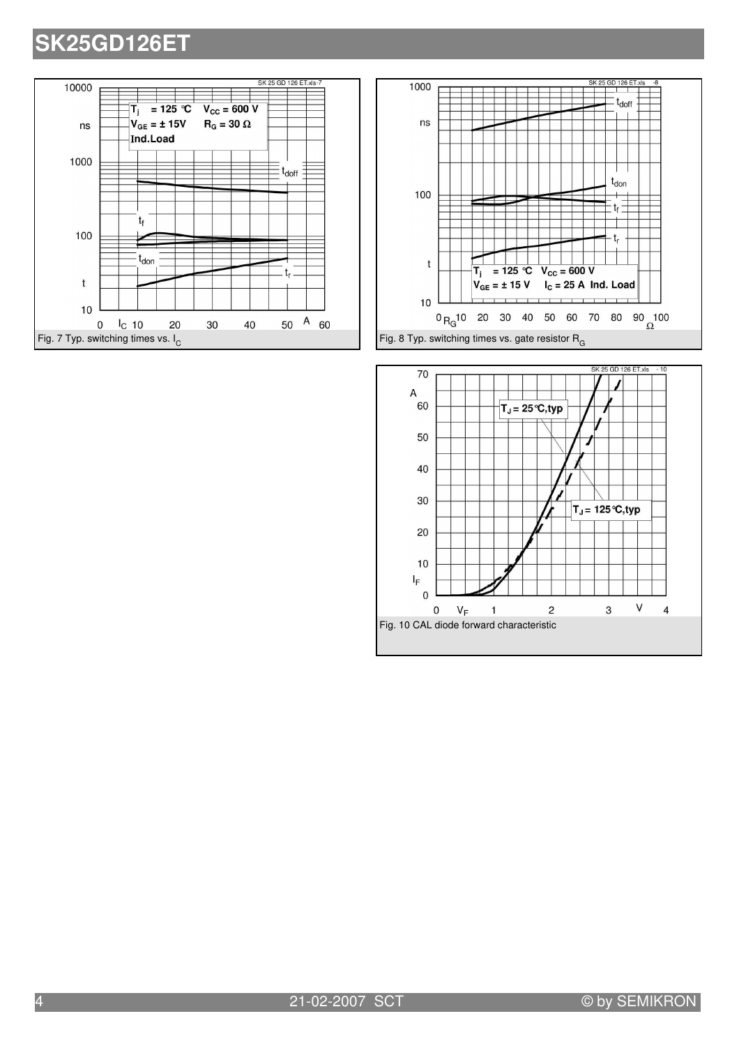Fig. 7 Typ. switching times vs. $I_C$

Fig. 8 Typ. switching times vs. gate resistor $R_G$

Fig. 10 CAL diode forward characteristic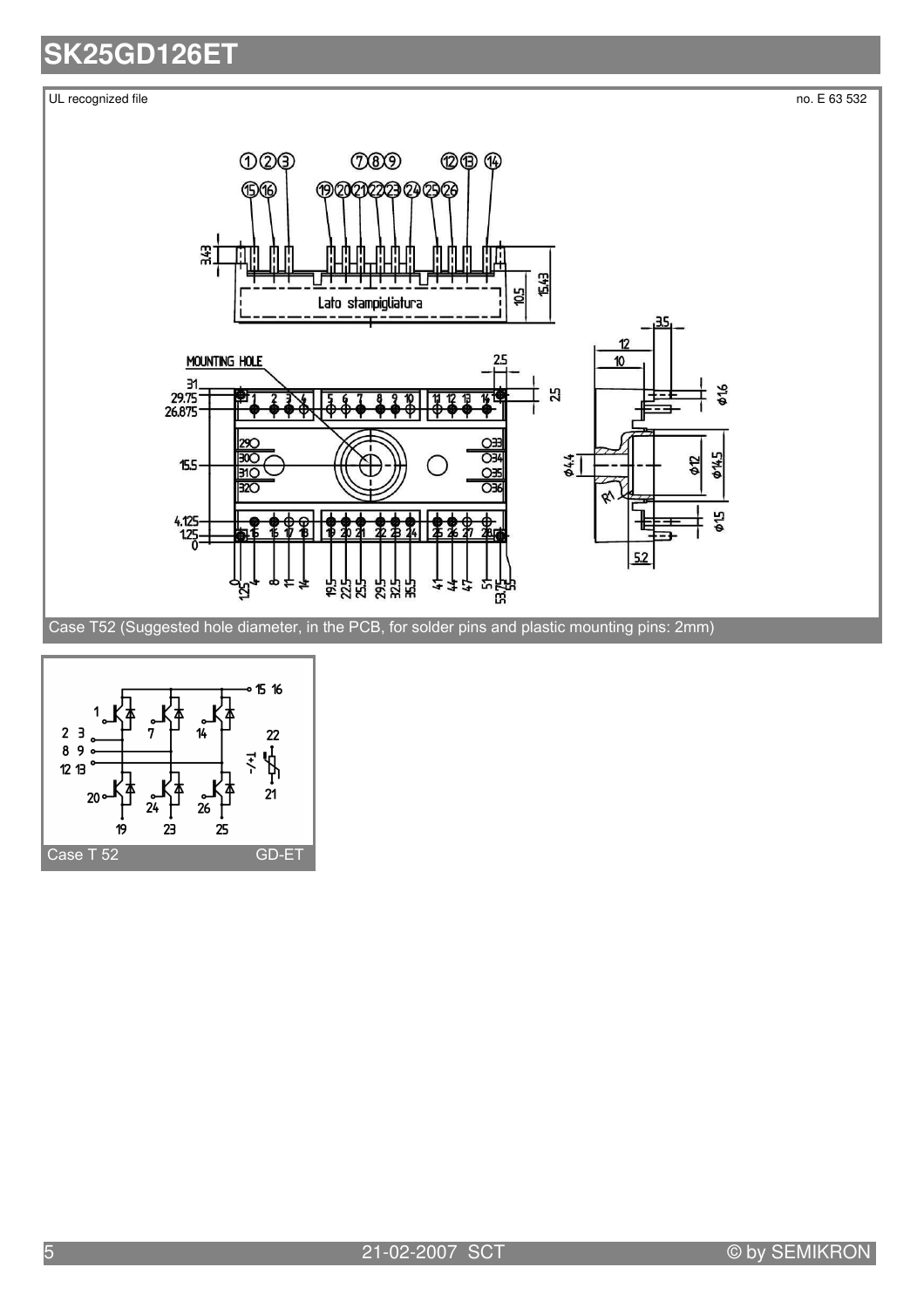# SK25GD126ET

UL recognized file no. E 63 532

Lato stampigliatura

MOUNTING HOLE

Case T52 (Suggested hole diameter, in the PCB, for solder pins and plastic mounting pins: 2mm)

Case T 52 GD-ET